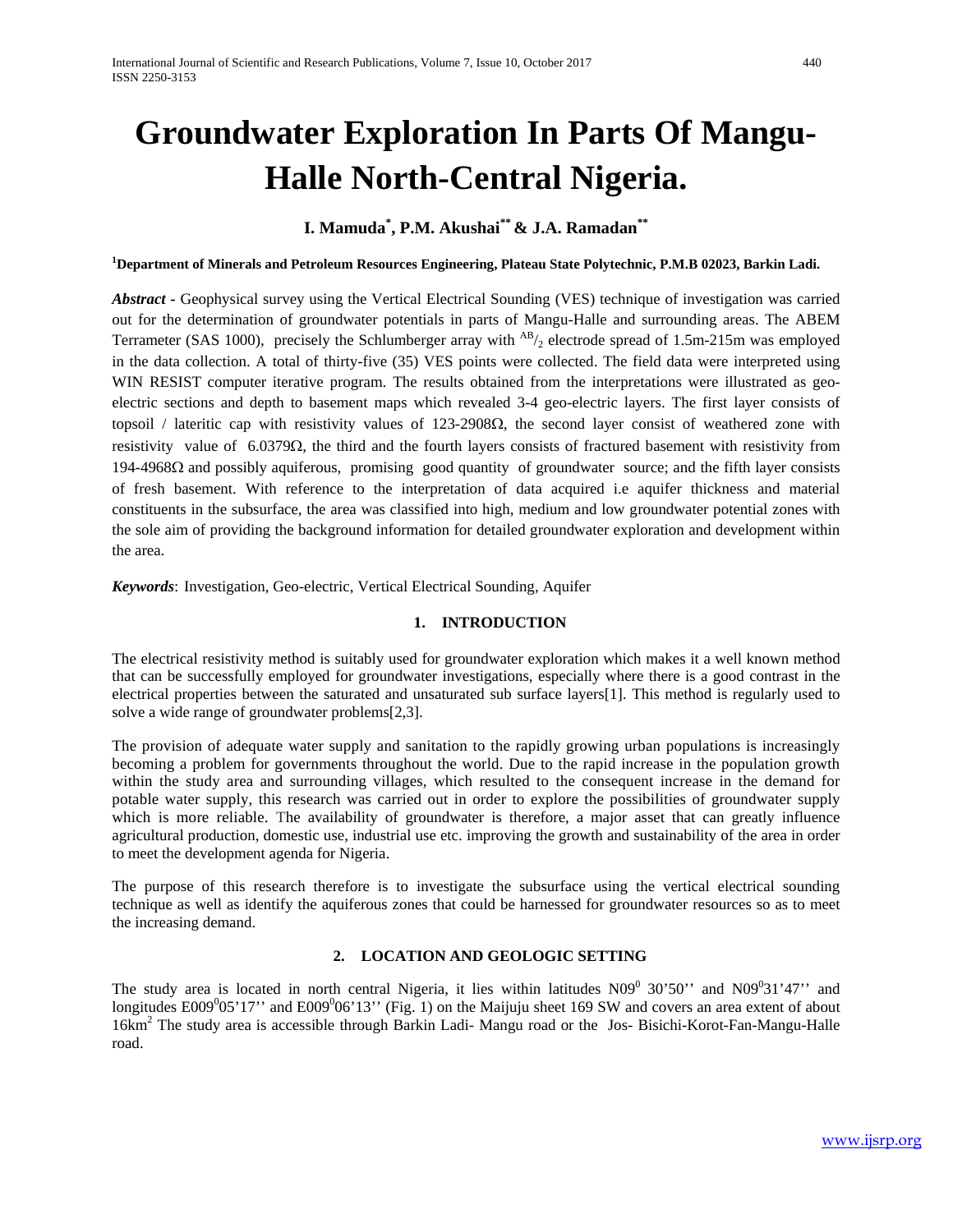# Groundwater Exploration In Parts Of Mangu-Halle North-Central Nigeria.

**I. Mamuda[*], P.M. Akushai[**] & J.A. Ramadan[**]**

**[1]Department of Minerals and Petroleum Resources Engineering, Plateau State Polytechnic, P.M.B 02023, Barkin Ladi.**

***Abstract*** - Geophysical survey using the Vertical Electrical Sounding (VES) technique of investigation was carried out for the determination of groundwater potentials in parts of Mangu-Halle and surrounding areas. The ABEM Terrameter (SAS 1000), precisely the Schlumberger array with $^{AB}/_2$ electrode spread of 1.5m-215m was employed in the data collection. A total of thirty-five (35) VES points were collected. The field data were interpreted using WIN RESIST computer iterative program. The results obtained from the interpretations were illustrated as geo-electric sections and depth to basement maps which revealed 3-4 geo-electric layers. The first layer consists of topsoil / lateritic cap with resistivity values of 123-2908Ω, the second layer consist of weathered zone with resistivity value of 6.0379Ω, the third and the fourth layers consists of fractured basement with resistivity from 194-4968Ω and possibly aquiferous, promising good quantity of groundwater source; and the fifth layer consists of fresh basement. With reference to the interpretation of data acquired i.e aquifer thickness and material constituents in the subsurface, the area was classified into high, medium and low groundwater potential zones with the sole aim of providing the background information for detailed groundwater exploration and development within the area.

***Keywords***: Investigation, Geo-electric, Vertical Electrical Sounding, Aquifer

## 1. INTRODUCTION

The electrical resistivity method is suitably used for groundwater exploration which makes it a well known method that can be successfully employed for groundwater investigations, especially where there is a good contrast in the electrical properties between the saturated and unsaturated sub surface layers[1]. This method is regularly used to solve a wide range of groundwater problems[2,3].

The provision of adequate water supply and sanitation to the rapidly growing urban populations is increasingly becoming a problem for governments throughout the world. Due to the rapid increase in the population growth within the study area and surrounding villages, which resulted to the consequent increase in the demand for potable water supply, this research was carried out in order to explore the possibilities of groundwater supply which is more reliable. The availability of groundwater is therefore, a major asset that can greatly influence agricultural production, domestic use, industrial use etc. improving the growth and sustainability of the area in order to meet the development agenda for Nigeria.

The purpose of this research therefore is to investigate the subsurface using the vertical electrical sounding technique as well as identify the aquiferous zones that could be harnessed for groundwater resources so as to meet the increasing demand.

## 2. LOCATION AND GEOLOGIC SETTING

The study area is located in north central Nigeria, it lies within latitudes N09$^0$ 30'50'' and N09$^0$31'47'' and longitudes E009$^0$05'17'' and E009$^0$06'13'' (Fig. 1) on the Maijuju sheet 169 SW and covers an area extent of about 16km$^2$ The study area is accessible through Barkin Ladi- Mangu road or the Jos- Bisichi-Korot-Fan-Mangu-Halle road.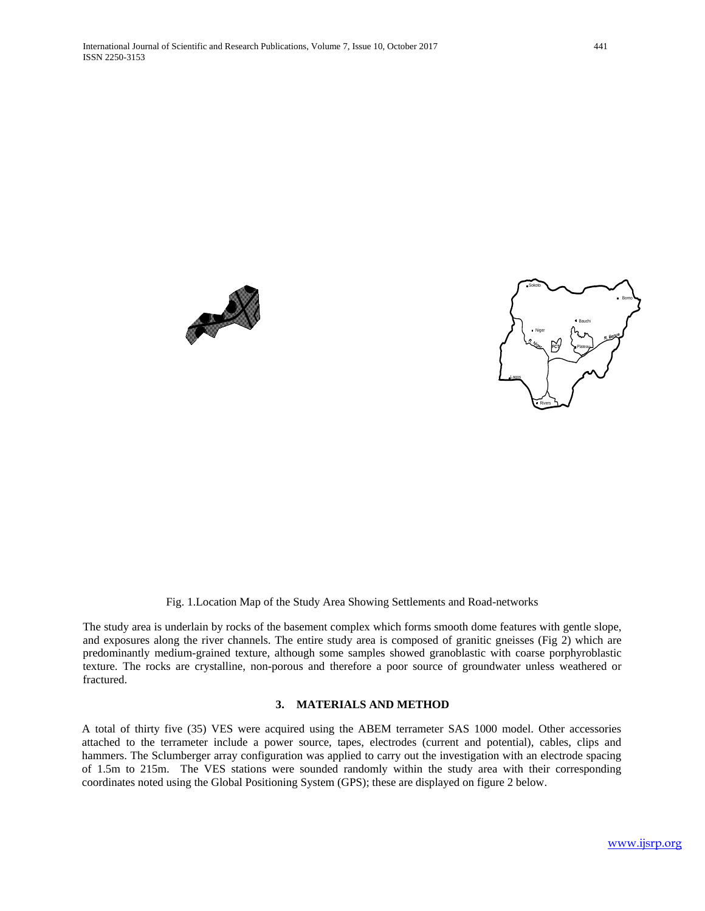Fig. 1.Location Map of the Study Area Showing Settlements and Road-networks

The study area is underlain by rocks of the basement complex which forms smooth dome features with gentle slope, and exposures along the river channels. The entire study area is composed of granitic gneisses (Fig 2) which are predominantly medium-grained texture, although some samples showed granoblastic with coarse porphyroblastic texture. The rocks are crystalline, non-porous and therefore a poor source of groundwater unless weathered or fractured.

## 3. MATERIALS AND METHOD

A total of thirty five (35) VES were acquired using the ABEM terrameter SAS 1000 model. Other accessories attached to the terrameter include a power source, tapes, electrodes (current and potential), cables, clips and hammers. The Sclumberger array configuration was applied to carry out the investigation with an electrode spacing of 1.5m to 215m. The VES stations were sounded randomly within the study area with their corresponding coordinates noted using the Global Positioning System (GPS); these are displayed on figure 2 below.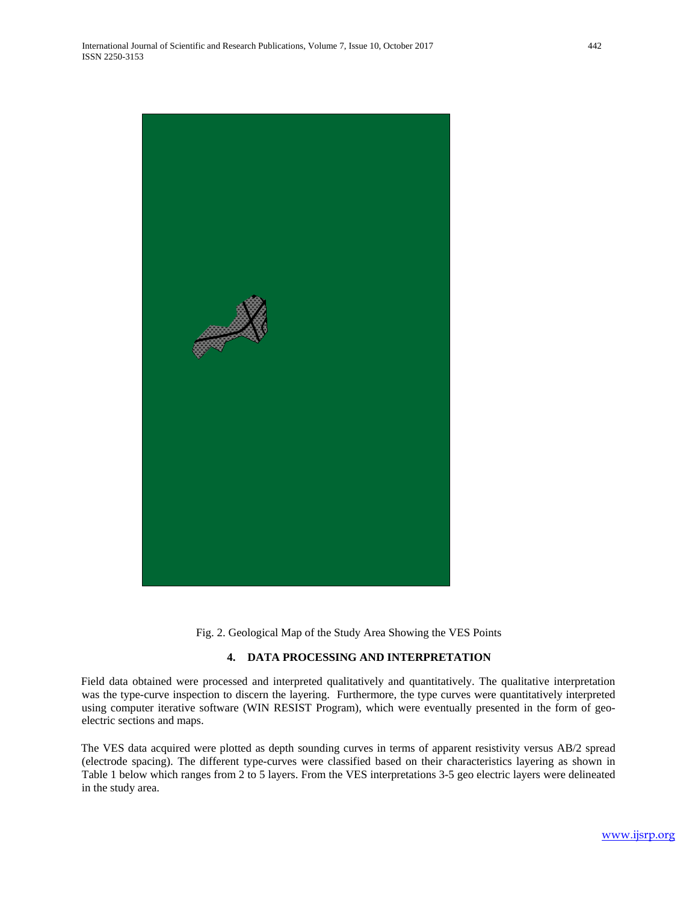Fig. 2. Geological Map of the Study Area Showing the VES Points

## 4. DATA PROCESSING AND INTERPRETATION

Field data obtained were processed and interpreted qualitatively and quantitatively. The qualitative interpretation was the type-curve inspection to discern the layering. Furthermore, the type curves were quantitatively interpreted using computer iterative software (WIN RESIST Program), which were eventually presented in the form of geo-electric sections and maps.

The VES data acquired were plotted as depth sounding curves in terms of apparent resistivity versus AB/2 spread (electrode spacing). The different type-curves were classified based on their characteristics layering as shown in Table 1 below which ranges from 2 to 5 layers. From the VES interpretations 3-5 geo electric layers were delineated in the study area.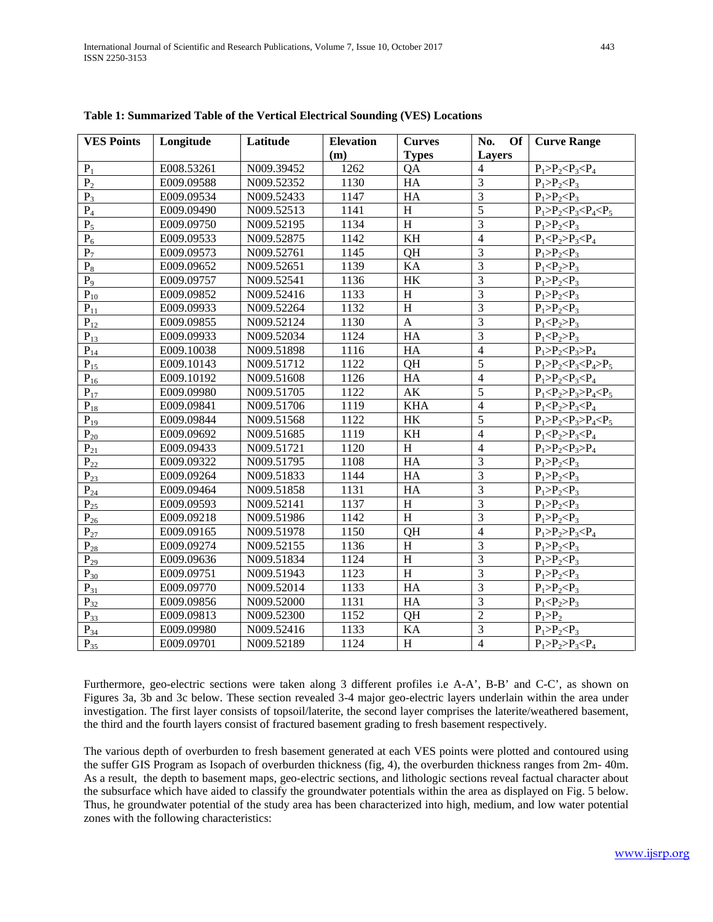**Table 1: Summarized Table of the Vertical Electrical Sounding (VES) Locations**

| VES Points | Longitude | Latitude | Elevation (m) | Curves Types | No. Of Layers | Curve Range |
|---|---|---|---|---|---|---|
| $P_1$ | E008.53261 | N009.39452 | 1262 | QA | 4 | $P_1>P_2<P_3<P_4$ |
| $P_2$ | E009.09588 | N009.52352 | 1130 | HA | 3 | $P_1>P_2<P_3$ |
| $P_3$ | E009.09534 | N009.52433 | 1147 | HA | 3 | $P_1>P_2<P_3$ |
| $P_4$ | E009.09490 | N009.52513 | 1141 | H | 5 | $P_1>P_2<P_3<P_4<P_5$ |
| $P_5$ | E009.09750 | N009.52195 | 1134 | H | 3 | $P_1>P_2<P_3$ |
| $P_6$ | E009.09533 | N009.52875 | 1142 | KH | 4 | $P_1<P_2>P_3<P_4$ |
| $P_7$ | E009.09573 | N009.52761 | 1145 | QH | 3 | $P_1>P_2<P_3$ |
| $P_8$ | E009.09652 | N009.52651 | 1139 | KA | 3 | $P_1<P_2>P_3$ |
| $P_9$ | E009.09757 | N009.52541 | 1136 | HK | 3 | $P_1>P_2<P_3$ |
| $P_{10}$ | E009.09852 | N009.52416 | 1133 | H | 3 | $P_1>P_2<P_3$ |
| $P_{11}$ | E009.09933 | N009.52264 | 1132 | H | 3 | $P_1>P_2<P_3$ |
| $P_{12}$ | E009.09855 | N009.52124 | 1130 | A | 3 | $P_1<P_2>P_3$ |
| $P_{13}$ | E009.09933 | N009.52034 | 1124 | HA | 3 | $P_1<P_2>P_3$ |
| $P_{14}$ | E009.10038 | N009.51898 | 1116 | HA | 4 | $P_1>P_2<P_3>P_4$ |
| $P_{15}$ | E009.10143 | N009.51712 | 1122 | QH | 5 | $P_1>P_2<P_3<P_4>P_5$ |
| $P_{16}$ | E009.10192 | N009.51608 | 1126 | HA | 4 | $P_1>P_2<P_3<P_4$ |
| $P_{17}$ | E009.09980 | N009.51705 | 1122 | AK | 5 | $P_1<P_2>P_3>P_4<P_5$ |
| $P_{18}$ | E009.09841 | N009.51706 | 1119 | KHA | 4 | $P_1<P_2>P_3<P_4$ |
| $P_{19}$ | E009.09844 | N009.51568 | 1122 | HK | 5 | $P_1>P_2<P_3>P_4<P_5$ |
| $P_{20}$ | E009.09692 | N009.51685 | 1119 | KH | 4 | $P_1<P_2>P_3<P_4$ |
| $P_{21}$ | E009.09433 | N009.51721 | 1120 | H | 4 | $P_1>P_2<P_3>P_4$ |
| $P_{22}$ | E009.09322 | N009.51795 | 1108 | HA | 3 | $P_1>P_2<P_3$ |
| $P_{23}$ | E009.09264 | N009.51833 | 1144 | HA | 3 | $P_1>P_2<P_3$ |
| $P_{24}$ | E009.09464 | N009.51858 | 1131 | HA | 3 | $P_1>P_2<P_3$ |
| $P_{25}$ | E009.09593 | N009.52141 | 1137 | H | 3 | $P_1>P_2<P_3$ |
| $P_{26}$ | E009.09218 | N009.51986 | 1142 | H | 3 | $P_1>P_2<P_3$ |
| $P_{27}$ | E009.09165 | N009.51978 | 1150 | QH | 4 | $P_1>P_2>P_3<P_4$ |
| $P_{28}$ | E009.09274 | N009.52155 | 1136 | H | 3 | $P_1>P_2<P_3$ |
| $P_{29}$ | E009.09636 | N009.51834 | 1124 | H | 3 | $P_1>P_2<P_3$ |
| $P_{30}$ | E009.09751 | N009.51943 | 1123 | H | 3 | $P_1>P_2<P_3$ |
| $P_{31}$ | E009.09770 | N009.52014 | 1133 | HA | 3 | $P_1>P_2<P_3$ |
| $P_{32}$ | E009.09856 | N009.52000 | 1131 | HA | 3 | $P_1<P_2>P_3$ |
| $P_{33}$ | E009.09813 | N009.52300 | 1152 | QH | 2 | $P_1>P_2$ |
| $P_{34}$ | E009.09980 | N009.52416 | 1133 | KA | 3 | $P_1>P_2<P_3$ |
| $P_{35}$ | E009.09701 | N009.52189 | 1124 | H | 4 | $P_1>P_2>P_3<P_4$ |

Furthermore, geo-electric sections were taken along 3 different profiles i.e A-A', B-B' and C-C', as shown on Figures 3a, 3b and 3c below. These section revealed 3-4 major geo-electric layers underlain within the area under investigation. The first layer consists of topsoil/laterite, the second layer comprises the laterite/weathered basement, the third and the fourth layers consist of fractured basement grading to fresh basement respectively.

The various depth of overburden to fresh basement generated at each VES points were plotted and contoured using the suffer GIS Program as Isopach of overburden thickness (fig, 4), the overburden thickness ranges from 2m- 40m. As a result, the depth to basement maps, geo-electric sections, and lithologic sections reveal factual character about the subsurface which have aided to classify the groundwater potentials within the area as displayed on Fig. 5 below. Thus, he groundwater potential of the study area has been characterized into high, medium, and low water potential zones with the following characteristics: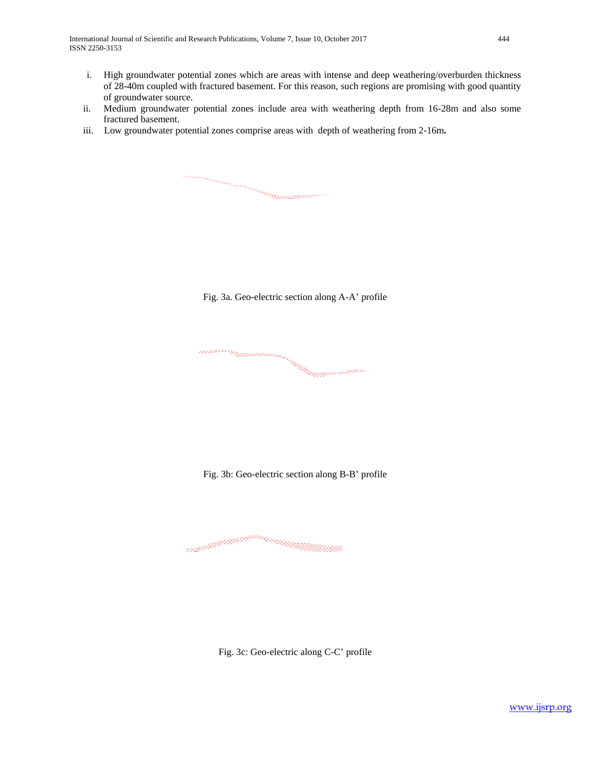i. High groundwater potential zones which are areas with intense and deep weathering/overburden thickness of 28-40m coupled with fractured basement. For this reason, such regions are promising with good quantity of groundwater source.
ii. Medium groundwater potential zones include area with weathering depth from 16-28m and also some fractured basement.
iii. Low groundwater potential zones comprise areas with depth of weathering from 2-16m**.**

Fig. 3a. Geo-electric section along A-A' profile

Fig. 3b: Geo-electric section along B-B' profile

Fig. 3c: Geo-electric along C-C' profile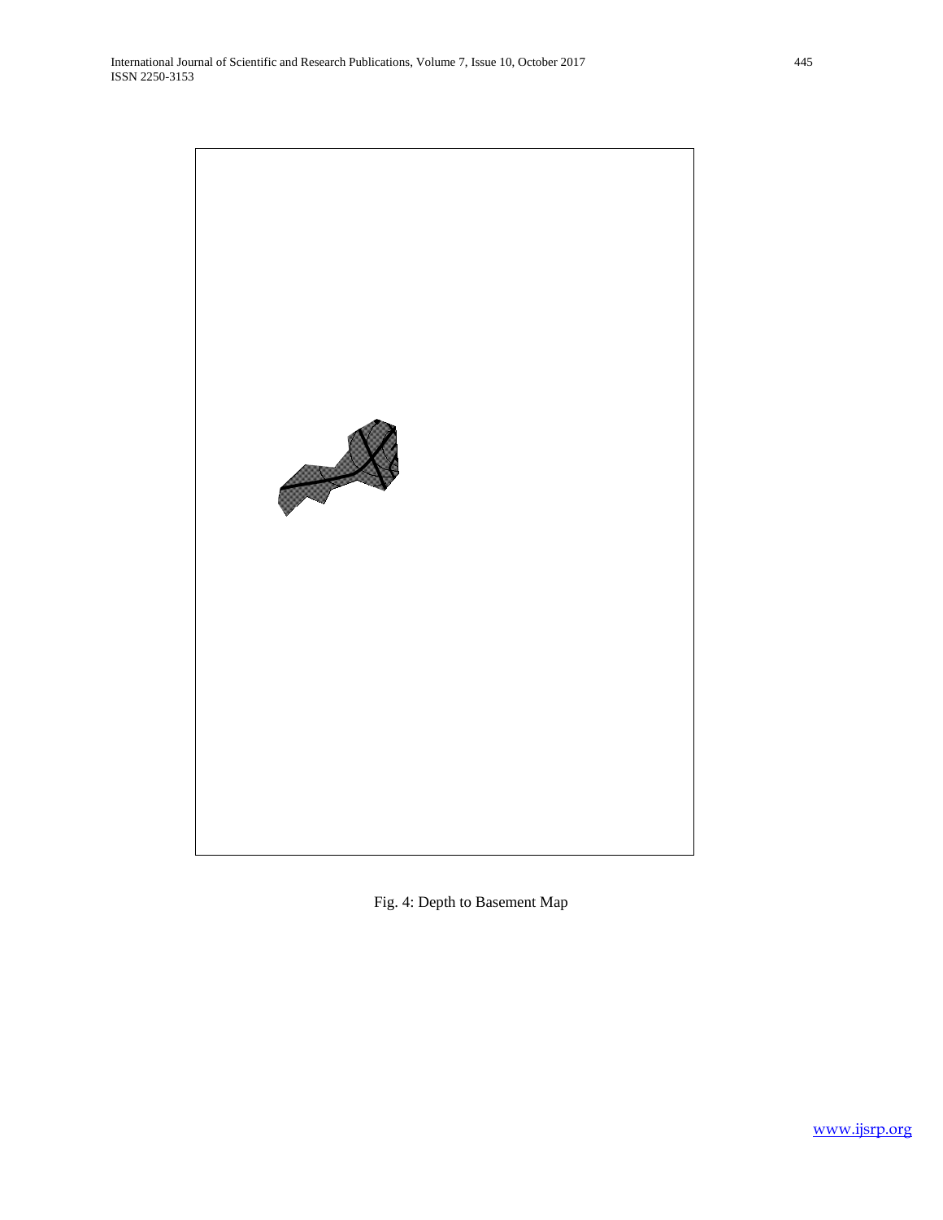Fig. 4: Depth to Basement Map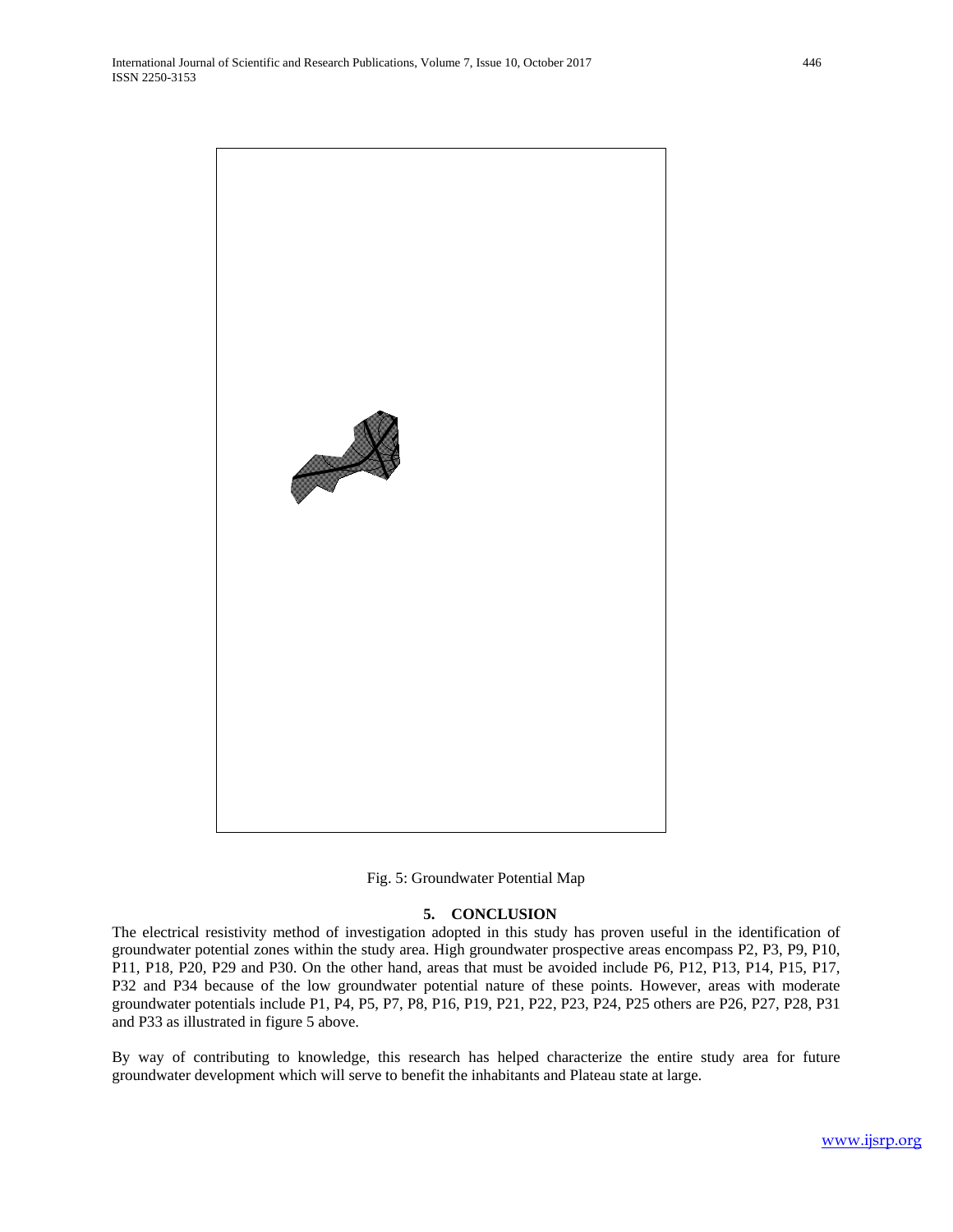Fig. 5: Groundwater Potential Map

## 5. CONCLUSION

The electrical resistivity method of investigation adopted in this study has proven useful in the identification of groundwater potential zones within the study area. High groundwater prospective areas encompass P2, P3, P9, P10, P11, P18, P20, P29 and P30. On the other hand, areas that must be avoided include P6, P12, P13, P14, P15, P17, P32 and P34 because of the low groundwater potential nature of these points. However, areas with moderate groundwater potentials include P1, P4, P5, P7, P8, P16, P19, P21, P22, P23, P24, P25 others are P26, P27, P28, P31 and P33 as illustrated in figure 5 above.

By way of contributing to knowledge, this research has helped characterize the entire study area for future groundwater development which will serve to benefit the inhabitants and Plateau state at large.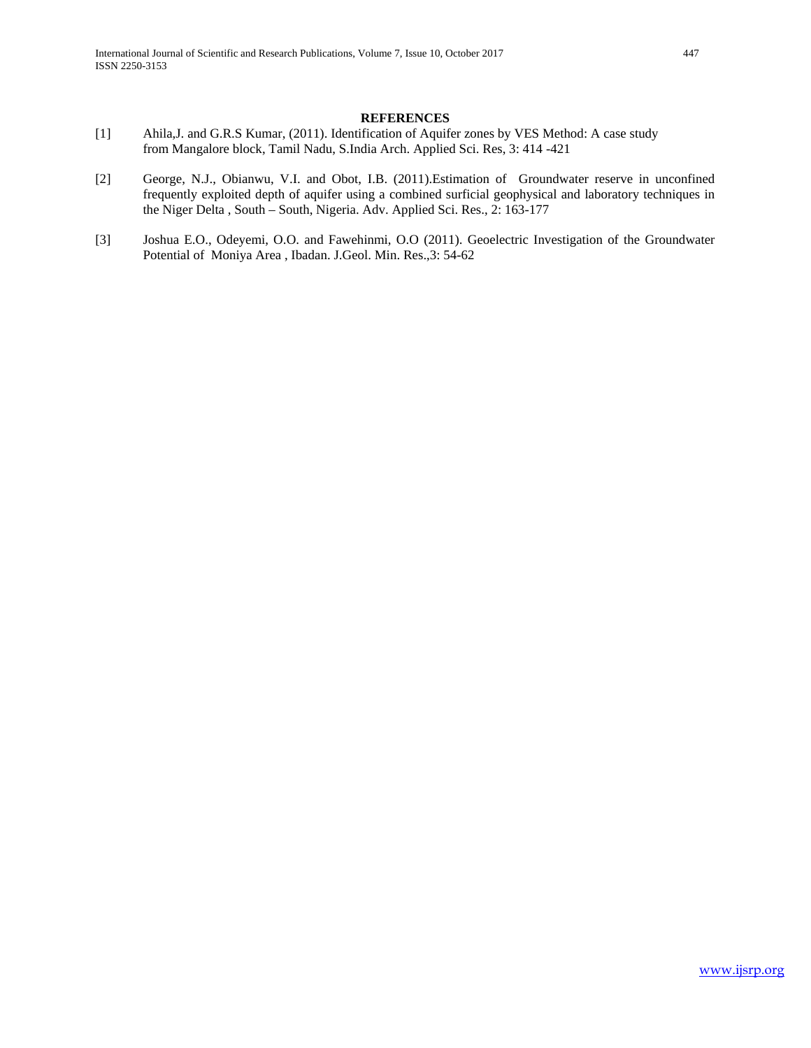## REFERENCES

[1] Ahila,J. and G.R.S Kumar, (2011). Identification of Aquifer zones by VES Method: A case study from Mangalore block, Tamil Nadu, S.India Arch. Applied Sci. Res, 3: 414 -421

[2] George, N.J., Obianwu, V.I. and Obot, I.B. (2011).Estimation of Groundwater reserve in unconfined frequently exploited depth of aquifer using a combined surficial geophysical and laboratory techniques in the Niger Delta , South – South, Nigeria. Adv. Applied Sci. Res., 2: 163-177

[3] Joshua E.O., Odeyemi, O.O. and Fawehinmi, O.O (2011). Geoelectric Investigation of the Groundwater Potential of Moniya Area , Ibadan. J.Geol. Min. Res.,3: 54-62